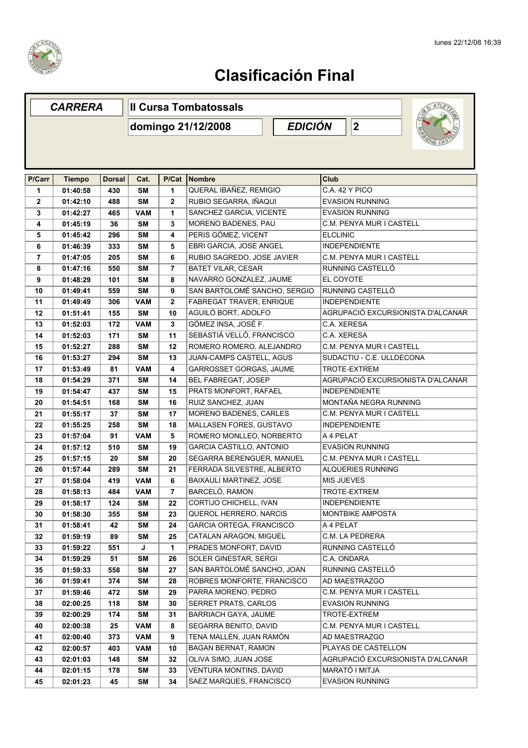# Clasificación Final

| CARRERA | II Cursa Tombatossals |
|---|---|
| | domingo 21/12/2008 — EDICIÓN 2 |

| P/Carr | Tiempo | Dorsal | Cat. | P/Cat | Nombre | Club |
|---|---|---|---|---|---|---|
| 1 | 01:40:58 | 430 | SM | 1 | QUERAL IBAÑEZ, REMIGIO | C.A. 42 Y PICO |
| 2 | 01:42:10 | 488 | SM | 2 | RUBIO SEGARRA, IÑAQUI | EVASION RUNNING |
| 3 | 01:42:27 | 465 | VAM | 1 | SANCHEZ GARCIA, VICENTE | EVASION RUNNING |
| 4 | 01:45:19 | 36 | SM | 3 | MORENO BADENES, PAU | C.M. PENYA MUR I CASTELL |
| 5 | 01:45:42 | 296 | SM | 4 | PERIS GÓMEZ, VICENT | ELCLINIC |
| 6 | 01:46:39 | 333 | SM | 5 | EBRI GARCIA, JOSE ANGEL | INDEPENDIENTE |
| 7 | 01:47:05 | 205 | SM | 6 | RUBIO SAGREDO, JOSE JAVIER | C.M. PENYA MUR I CASTELL |
| 8 | 01:47:16 | 550 | SM | 7 | BATET VILAR, CESAR | RUNNING CASTELLÓ |
| 9 | 01:48:29 | 101 | SM | 8 | NAVARRO GONZALEZ, JAUME | EL COYOTE |
| 10 | 01:49:41 | 559 | SM | 9 | SAN BARTOLOMÉ SANCHO, SERGIO | RUNNING CASTELLÓ |
| 11 | 01:49:49 | 306 | VAM | 2 | FABREGAT TRAVER, ENRIQUE | INDEPENDIENTE |
| 12 | 01:51:41 | 155 | SM | 10 | AGUILÓ BORT, ADOLFO | AGRUPACIÓ EXCURSIONISTA D'ALCANAR |
| 13 | 01:52:03 | 172 | VAM | 3 | GÓMEZ INSA, JOSÉ F. | C.A. XERESA |
| 14 | 01:52:03 | 171 | SM | 11 | SEBASTIÁ VELLÓ, FRANCISCO | C.A. XERESA |
| 15 | 01:52:27 | 288 | SM | 12 | ROMERO ROMERO, ALEJANDRO | C.M. PENYA MUR I CASTELL |
| 16 | 01:53:27 | 294 | SM | 13 | JUAN-CAMPS CASTELL, AGUS | SUDACTIU - C.E. ULLDECONA |
| 17 | 01:53:49 | 81 | VAM | 4 | GARROSSET GORGAS, JAUME | TROTE-EXTREM |
| 18 | 01:54:29 | 371 | SM | 14 | BEL FABREGAT, JOSEP | AGRUPACIÓ EXCURSIONISTA D'ALCANAR |
| 19 | 01:54:47 | 437 | SM | 15 | PRATS MONFORT, RAFAEL | INDEPENDIENTE |
| 20 | 01:54:51 | 168 | SM | 16 | RUIZ SANCHEZ, JUAN | MONTAÑA NEGRA RUNNING |
| 21 | 01:55:17 | 37 | SM | 17 | MORENO BADENES, CARLES | C.M. PENYA MUR I CASTELL |
| 22 | 01:55:25 | 258 | SM | 18 | MALLASEN FORES, GUSTAVO | INDEPENDIENTE |
| 23 | 01:57:04 | 91 | VAM | 5 | ROMERO MONLLEO, NORBERTO | A 4 PELAT |
| 24 | 01:57:12 | 510 | SM | 19 | GARCIA CASTILLO, ANTONIO | EVASION RUNNING |
| 25 | 01:57:15 | 20 | SM | 20 | SEGARRA BERENGUER, MANUEL | C.M. PENYA MUR I CASTELL |
| 26 | 01:57:44 | 289 | SM | 21 | FERRADA SILVESTRE, ALBERTO | ALQUERIES RUNNING |
| 27 | 01:58:04 | 419 | VAM | 6 | BAIXAULI MARTINEZ, JOSE | MIS JUEVES |
| 28 | 01:58:13 | 484 | VAM | 7 | BARCELÓ, RAMON | TROTE-EXTREM |
| 29 | 01:58:17 | 124 | SM | 22 | CORTIJO CHICHELL, IVAN | INDEPENDIENTE |
| 30 | 01:58:30 | 355 | SM | 23 | QUEROL HERRERO, NARCIS | MONTBIKE AMPOSTA |
| 31 | 01:58:41 | 42 | SM | 24 | GARCIA ORTEGA, FRANCISCO | A 4 PELAT |
| 32 | 01:59:19 | 89 | SM | 25 | CATALAN ARAGON, MIGUEL | C.M. LA PEDRERA |
| 33 | 01:59:22 | 551 | J | 1 | PRADES MONFORT, DAVID | RUNNING CASTELLÓ |
| 34 | 01:59:29 | 51 | SM | 26 | SOLER GINESTAR, SERGI | C.A. ONDARA |
| 35 | 01:59:33 | 558 | SM | 27 | SAN BARTOLOMÉ SANCHO, JOAN | RUNNING CASTELLÓ |
| 36 | 01:59:41 | 374 | SM | 28 | ROBRES MONFORTE, FRANCISCO | AD MAESTRAZGO |
| 37 | 01:59:46 | 472 | SM | 29 | PARRA MORENO, PEDRO | C.M. PENYA MUR I CASTELL |
| 38 | 02:00:25 | 118 | SM | 30 | SERRET PRATS, CARLOS | EVASION RUNNING |
| 39 | 02:00:29 | 174 | SM | 31 | BARRIACH GAYA, JAUME | TROTE-EXTREM |
| 40 | 02:00:38 | 25 | VAM | 8 | SEGARRA BENITO, DAVID | C.M. PENYA MUR I CASTELL |
| 41 | 02:00:40 | 373 | VAM | 9 | TENA MALLÉN, JUAN RAMÓN | AD MAESTRAZGO |
| 42 | 02:00:57 | 403 | VAM | 10 | BAGAN BERNAT, RAMON | PLAYAS DE CASTELLON |
| 43 | 02:01:03 | 148 | SM | 32 | OLIVA SIMO, JUAN JOSE | AGRUPACIÓ EXCURSIONISTA D'ALCANAR |
| 44 | 02:01:15 | 178 | SM | 33 | VENTURA MONTINS, DAVID | MARATÓ I MITJA |
| 45 | 02:01:23 | 45 | SM | 34 | SAEZ MARQUES, FRANCISCO | EVASION RUNNING |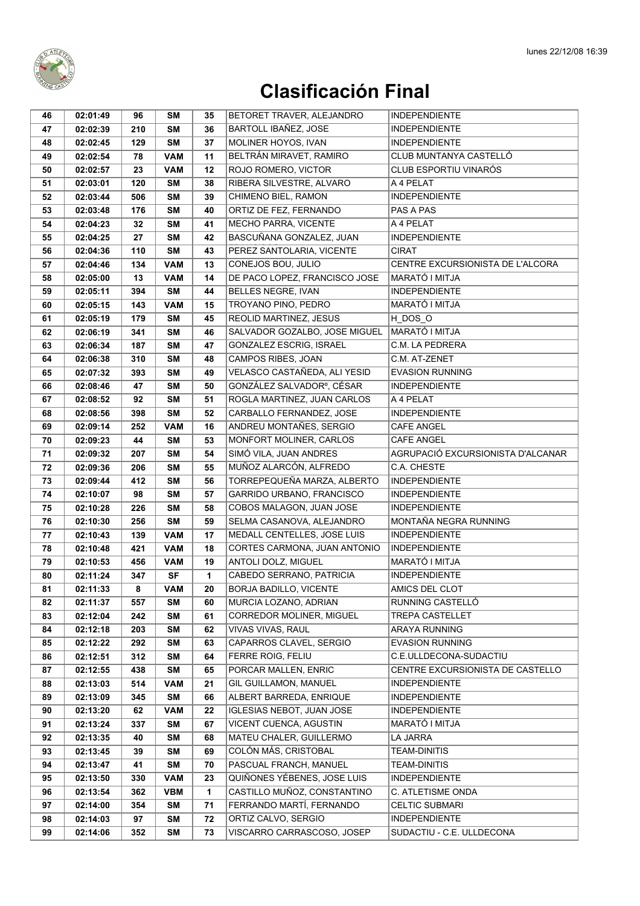# Clasificación Final

| 46 | 02:01:49 | 96 | SM | 35 | BETORET TRAVER, ALEJANDRO | INDEPENDIENTE |
|---|---|---|---|---|---|---|
| 47 | 02:02:39 | 210 | SM | 36 | BARTOLL IBAÑEZ, JOSE | INDEPENDIENTE |
| 48 | 02:02:45 | 129 | SM | 37 | MOLINER HOYOS, IVAN | INDEPENDIENTE |
| 49 | 02:02:54 | 78 | VAM | 11 | BELTRÁN MIRAVET, RAMIRO | CLUB MUNTANYA CASTELLÓ |
| 50 | 02:02:57 | 23 | VAM | 12 | ROJO ROMERO, VICTOR | CLUB ESPORTIU VINARÓS |
| 51 | 02:03:01 | 120 | SM | 38 | RIBERA SILVESTRE, ALVARO | A 4 PELAT |
| 52 | 02:03:44 | 506 | SM | 39 | CHIMENO BIEL, RAMON | INDEPENDIENTE |
| 53 | 02:03:48 | 176 | SM | 40 | ORTIZ DE FEZ, FERNANDO | PAS A PAS |
| 54 | 02:04:23 | 32 | SM | 41 | MECHO PARRA, VICENTE | A 4 PELAT |
| 55 | 02:04:25 | 27 | SM | 42 | BASCUÑANA GONZALEZ, JUAN | INDEPENDIENTE |
| 56 | 02:04:36 | 110 | SM | 43 | PEREZ SANTOLARIA, VICENTE | CIRAT |
| 57 | 02:04:46 | 134 | VAM | 13 | CONEJOS BOU, JULIO | CENTRE EXCURSIONISTA DE L'ALCORA |
| 58 | 02:05:00 | 13 | VAM | 14 | DE PACO LOPEZ, FRANCISCO JOSE | MARATÓ I MITJA |
| 59 | 02:05:11 | 394 | SM | 44 | BELLES NEGRE, IVAN | INDEPENDIENTE |
| 60 | 02:05:15 | 143 | VAM | 15 | TROYANO PINO, PEDRO | MARATÓ I MITJA |
| 61 | 02:05:19 | 179 | SM | 45 | REOLID MARTINEZ, JESUS | H_DOS_O |
| 62 | 02:06:19 | 341 | SM | 46 | SALVADOR GOZALBO, JOSE MIGUEL | MARATÓ I MITJA |
| 63 | 02:06:34 | 187 | SM | 47 | GONZALEZ ESCRIG, ISRAEL | C.M. LA PEDRERA |
| 64 | 02:06:38 | 310 | SM | 48 | CAMPOS RIBES, JOAN | C.M. AT-ZENET |
| 65 | 02:07:32 | 393 | SM | 49 | VELASCO CASTAÑEDA, ALI YESID | EVASION RUNNING |
| 66 | 02:08:46 | 47 | SM | 50 | GONZÁLEZ SALVADORº, CÉSAR | INDEPENDIENTE |
| 67 | 02:08:52 | 92 | SM | 51 | ROGLA MARTINEZ, JUAN CARLOS | A 4 PELAT |
| 68 | 02:08:56 | 398 | SM | 52 | CARBALLO FERNANDEZ, JOSE | INDEPENDIENTE |
| 69 | 02:09:14 | 252 | VAM | 16 | ANDREU MONTAÑES, SERGIO | CAFE ANGEL |
| 70 | 02:09:23 | 44 | SM | 53 | MONFORT MOLINER, CARLOS | CAFE ANGEL |
| 71 | 02:09:32 | 207 | SM | 54 | SIMÓ VILA, JUAN ANDRES | AGRUPACIÓ EXCURSIONISTA D'ALCANAR |
| 72 | 02:09:36 | 206 | SM | 55 | MUÑOZ ALARCÓN, ALFREDO | C.A. CHESTE |
| 73 | 02:09:44 | 412 | SM | 56 | TORREPEQUEÑA MARZA, ALBERTO | INDEPENDIENTE |
| 74 | 02:10:07 | 98 | SM | 57 | GARRIDO URBANO, FRANCISCO | INDEPENDIENTE |
| 75 | 02:10:28 | 226 | SM | 58 | COBOS MALAGON, JUAN JOSE | INDEPENDIENTE |
| 76 | 02:10:30 | 256 | SM | 59 | SELMA CASANOVA, ALEJANDRO | MONTAÑA NEGRA RUNNING |
| 77 | 02:10:43 | 139 | VAM | 17 | MEDALL CENTELLES, JOSE LUIS | INDEPENDIENTE |
| 78 | 02:10:48 | 421 | VAM | 18 | CORTES CARMONA, JUAN ANTONIO | INDEPENDIENTE |
| 79 | 02:10:53 | 456 | VAM | 19 | ANTOLI DOLZ, MIGUEL | MARATÓ I MITJA |
| 80 | 02:11:24 | 347 | SF | 1 | CABEDO SERRANO, PATRICIA | INDEPENDIENTE |
| 81 | 02:11:33 | 8 | VAM | 20 | BORJA BADILLO, VICENTE | AMICS DEL CLOT |
| 82 | 02:11:37 | 557 | SM | 60 | MURCIA LOZANO, ADRIAN | RUNNING CASTELLÓ |
| 83 | 02:12:04 | 242 | SM | 61 | CORREDOR MOLINER, MIGUEL | TREPA CASTELLET |
| 84 | 02:12:18 | 203 | SM | 62 | VIVAS VIVAS, RAUL | ARAYA RUNNING |
| 85 | 02:12:22 | 292 | SM | 63 | CAPARROS CLAVEL, SERGIO | EVASION RUNNING |
| 86 | 02:12:51 | 312 | SM | 64 | FERRE ROIG, FELIU | C.E.ULLDECONA-SUDACTIU |
| 87 | 02:12:55 | 438 | SM | 65 | PORCAR MALLEN, ENRIC | CENTRE EXCURSIONISTA DE CASTELLO |
| 88 | 02:13:03 | 514 | VAM | 21 | GIL GUILLAMON, MANUEL | INDEPENDIENTE |
| 89 | 02:13:09 | 345 | SM | 66 | ALBERT BARREDA, ENRIQUE | INDEPENDIENTE |
| 90 | 02:13:20 | 62 | VAM | 22 | IGLESIAS NEBOT, JUAN JOSE | INDEPENDIENTE |
| 91 | 02:13:24 | 337 | SM | 67 | VICENT CUENCA, AGUSTIN | MARATÓ I MITJA |
| 92 | 02:13:35 | 40 | SM | 68 | MATEU CHALER, GUILLERMO | LA JARRA |
| 93 | 02:13:45 | 39 | SM | 69 | COLÓN MÁS, CRISTOBAL | TEAM-DINITIS |
| 94 | 02:13:47 | 41 | SM | 70 | PASCUAL FRANCH, MANUEL | TEAM-DINITIS |
| 95 | 02:13:50 | 330 | VAM | 23 | QUIÑONES YÉBENES, JOSE LUIS | INDEPENDIENTE |
| 96 | 02:13:54 | 362 | VBM | 1 | CASTILLO MUÑOZ, CONSTANTINO | C. ATLETISME ONDA |
| 97 | 02:14:00 | 354 | SM | 71 | FERRANDO MARTÍ, FERNANDO | CELTIC SUBMARI |
| 98 | 02:14:03 | 97 | SM | 72 | ORTIZ CALVO, SERGIO | INDEPENDIENTE |
| 99 | 02:14:06 | 352 | SM | 73 | VISCARRO CARRASCOSO, JOSEP | SUDACTIU - C.E. ULLDECONA |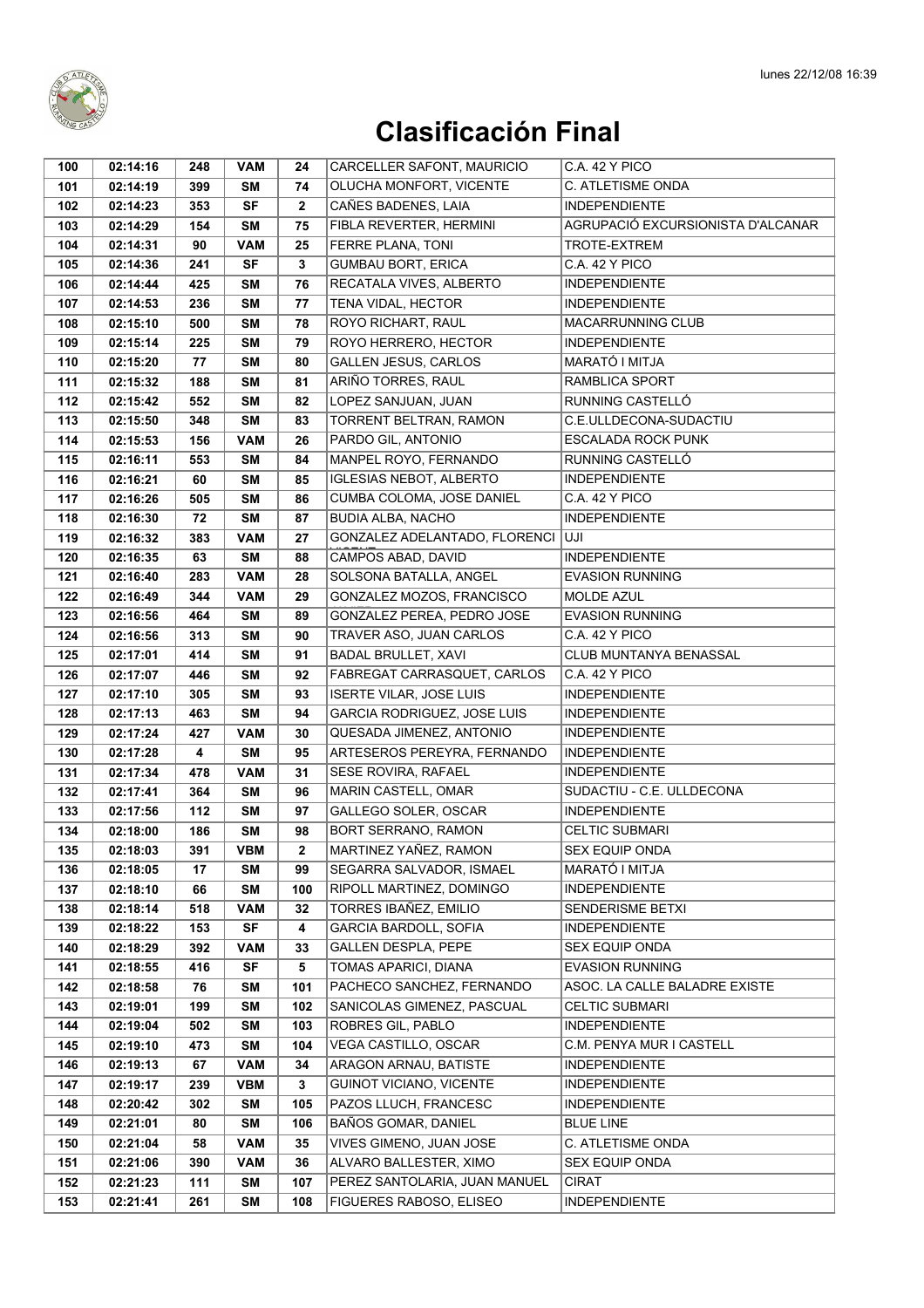# Clasificación Final

| | | | | | | |
|---|---|---|---|---|---|---|
| 100 | 02:14:16 | 248 | VAM | 24 | CARCELLER SAFONT, MAURICIO | C.A. 42 Y PICO |
| 101 | 02:14:19 | 399 | SM | 74 | OLUCHA MONFORT, VICENTE | C. ATLETISME ONDA |
| 102 | 02:14:23 | 353 | SF | 2 | CAÑES BADENES, LAIA | INDEPENDIENTE |
| 103 | 02:14:29 | 154 | SM | 75 | FIBLA REVERTER, HERMINI | AGRUPACIÓ EXCURSIONISTA D'ALCANAR |
| 104 | 02:14:31 | 90 | VAM | 25 | FERRE PLANA, TONI | TROTE-EXTREM |
| 105 | 02:14:36 | 241 | SF | 3 | GUMBAU BORT, ERICA | C.A. 42 Y PICO |
| 106 | 02:14:44 | 425 | SM | 76 | RECATALA VIVES, ALBERTO | INDEPENDIENTE |
| 107 | 02:14:53 | 236 | SM | 77 | TENA VIDAL, HECTOR | INDEPENDIENTE |
| 108 | 02:15:10 | 500 | SM | 78 | ROYO RICHART, RAUL | MACARRUNNING CLUB |
| 109 | 02:15:14 | 225 | SM | 79 | ROYO HERRERO, HECTOR | INDEPENDIENTE |
| 110 | 02:15:20 | 77 | SM | 80 | GALLEN JESUS, CARLOS | MARATÓ I MITJA |
| 111 | 02:15:32 | 188 | SM | 81 | ARIÑO TORRES, RAUL | RAMBLICA SPORT |
| 112 | 02:15:42 | 552 | SM | 82 | LOPEZ SANJUAN, JUAN | RUNNING CASTELLÓ |
| 113 | 02:15:50 | 348 | SM | 83 | TORRENT BELTRAN, RAMON | C.E.ULLDECONA-SUDACTIU |
| 114 | 02:15:53 | 156 | VAM | 26 | PARDO GIL, ANTONIO | ESCALADA ROCK PUNK |
| 115 | 02:16:11 | 553 | SM | 84 | MANPEL ROYO, FERNANDO | RUNNING CASTELLÓ |
| 116 | 02:16:21 | 60 | SM | 85 | IGLESIAS NEBOT, ALBERTO | INDEPENDIENTE |
| 117 | 02:16:26 | 505 | SM | 86 | CUMBA COLOMA, JOSE DANIEL | C.A. 42 Y PICO |
| 118 | 02:16:30 | 72 | SM | 87 | BUDIA ALBA, NACHO | INDEPENDIENTE |
| 119 | 02:16:32 | 383 | VAM | 27 | GONZALEZ ADELANTADO, FLORENCI | UJI |
| 120 | 02:16:35 | 63 | SM | 88 | CAMPOS ABAD, DAVID | INDEPENDIENTE |
| 121 | 02:16:40 | 283 | VAM | 28 | SOLSONA BATALLA, ANGEL | EVASION RUNNING |
| 122 | 02:16:49 | 344 | VAM | 29 | GONZALEZ MOZOS, FRANCISCO | MOLDE AZUL |
| 123 | 02:16:56 | 464 | SM | 89 | GONZALEZ PEREA, PEDRO JOSE | EVASION RUNNING |
| 124 | 02:16:56 | 313 | SM | 90 | TRAVER ASO, JUAN CARLOS | C.A. 42 Y PICO |
| 125 | 02:17:01 | 414 | SM | 91 | BADAL BRULLET, XAVI | CLUB MUNTANYA BENASSAL |
| 126 | 02:17:07 | 446 | SM | 92 | FABREGAT CARRASQUET, CARLOS | C.A. 42 Y PICO |
| 127 | 02:17:10 | 305 | SM | 93 | ISERTE VILAR, JOSE LUIS | INDEPENDIENTE |
| 128 | 02:17:13 | 463 | SM | 94 | GARCIA RODRIGUEZ, JOSE LUIS | INDEPENDIENTE |
| 129 | 02:17:24 | 427 | VAM | 30 | QUESADA JIMENEZ, ANTONIO | INDEPENDIENTE |
| 130 | 02:17:28 | 4 | SM | 95 | ARTESEROS PEREYRA, FERNANDO | INDEPENDIENTE |
| 131 | 02:17:34 | 478 | VAM | 31 | SESE ROVIRA, RAFAEL | INDEPENDIENTE |
| 132 | 02:17:41 | 364 | SM | 96 | MARIN CASTELL, OMAR | SUDACTIU - C.E. ULLDECONA |
| 133 | 02:17:56 | 112 | SM | 97 | GALLEGO SOLER, OSCAR | INDEPENDIENTE |
| 134 | 02:18:00 | 186 | SM | 98 | BORT SERRANO, RAMON | CELTIC SUBMARI |
| 135 | 02:18:03 | 391 | VBM | 2 | MARTINEZ YAÑEZ, RAMON | SEX EQUIP ONDA |
| 136 | 02:18:05 | 17 | SM | 99 | SEGARRA SALVADOR, ISMAEL | MARATÓ I MITJA |
| 137 | 02:18:10 | 66 | SM | 100 | RIPOLL MARTINEZ, DOMINGO | INDEPENDIENTE |
| 138 | 02:18:14 | 518 | VAM | 32 | TORRES IBAÑEZ, EMILIO | SENDERISME BETXI |
| 139 | 02:18:22 | 153 | SF | 4 | GARCIA BARDOLL, SOFIA | INDEPENDIENTE |
| 140 | 02:18:29 | 392 | VAM | 33 | GALLEN DESPLA, PEPE | SEX EQUIP ONDA |
| 141 | 02:18:55 | 416 | SF | 5 | TOMAS APARICI, DIANA | EVASION RUNNING |
| 142 | 02:18:58 | 76 | SM | 101 | PACHECO SANCHEZ, FERNANDO | ASOC. LA CALLE BALADRE EXISTE |
| 143 | 02:19:01 | 199 | SM | 102 | SANICOLAS GIMENEZ, PASCUAL | CELTIC SUBMARI |
| 144 | 02:19:04 | 502 | SM | 103 | ROBRES GIL, PABLO | INDEPENDIENTE |
| 145 | 02:19:10 | 473 | SM | 104 | VEGA CASTILLO, OSCAR | C.M. PENYA MUR I CASTELL |
| 146 | 02:19:13 | 67 | VAM | 34 | ARAGON ARNAU, BATISTE | INDEPENDIENTE |
| 147 | 02:19:17 | 239 | VBM | 3 | GUINOT VICIANO, VICENTE | INDEPENDIENTE |
| 148 | 02:20:42 | 302 | SM | 105 | PAZOS LLUCH, FRANCESC | INDEPENDIENTE |
| 149 | 02:21:01 | 80 | SM | 106 | BAÑOS GOMAR, DANIEL | BLUE LINE |
| 150 | 02:21:04 | 58 | VAM | 35 | VIVES GIMENO, JUAN JOSE | C. ATLETISME ONDA |
| 151 | 02:21:06 | 390 | VAM | 36 | ALVARO BALLESTER, XIMO | SEX EQUIP ONDA |
| 152 | 02:21:23 | 111 | SM | 107 | PEREZ SANTOLARIA, JUAN MANUEL | CIRAT |
| 153 | 02:21:41 | 261 | SM | 108 | FIGUERES RABOSO, ELISEO | INDEPENDIENTE |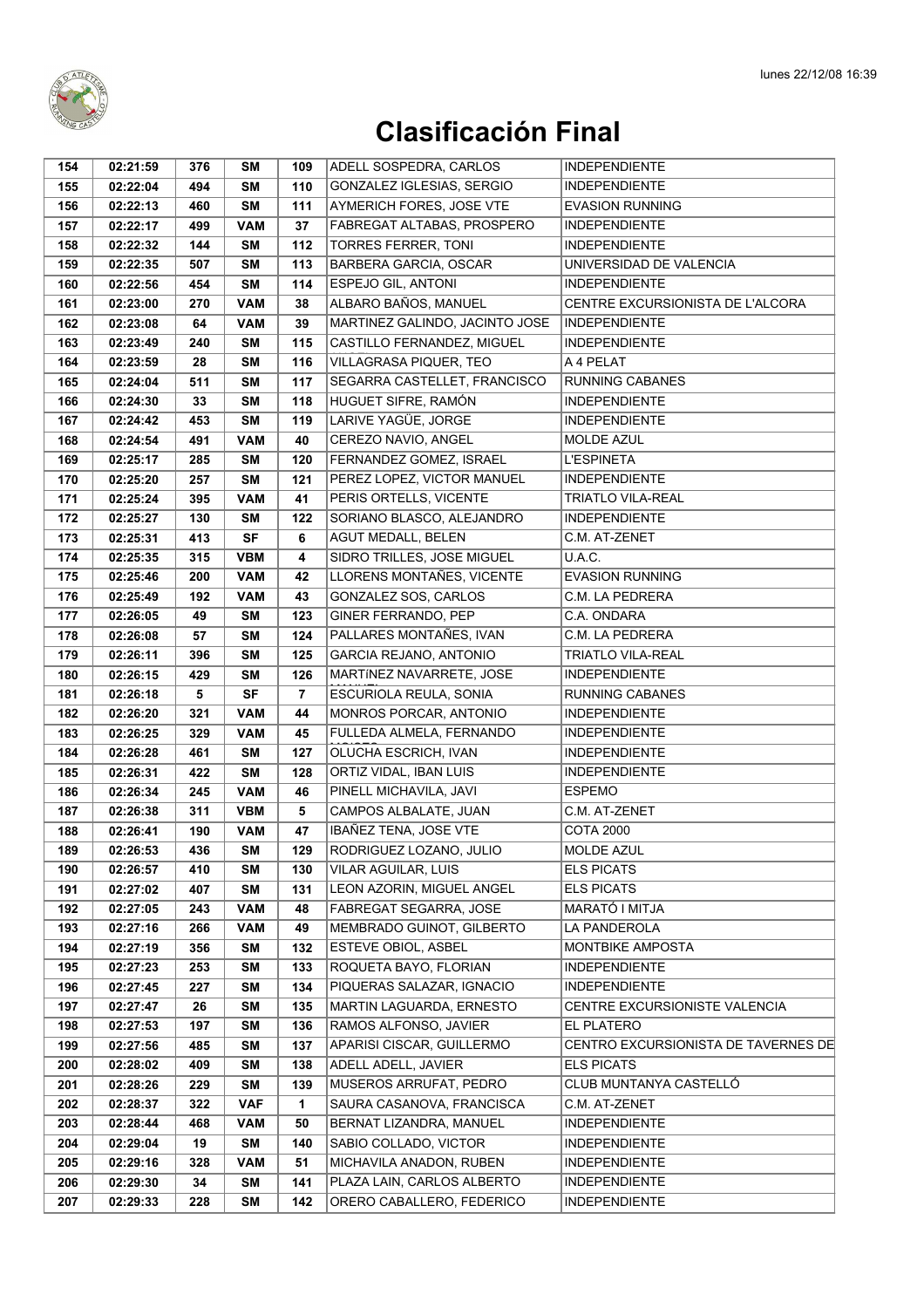# Clasificación Final

| 154 | 02:21:59 | 376 | SM | 109 | ADELL SOSPEDRA, CARLOS | INDEPENDIENTE |
|---|---|---|---|---|---|---|
| 155 | 02:22:04 | 494 | SM | 110 | GONZALEZ IGLESIAS, SERGIO | INDEPENDIENTE |
| 156 | 02:22:13 | 460 | SM | 111 | AYMERICH FORES, JOSE VTE | EVASION RUNNING |
| 157 | 02:22:17 | 499 | VAM | 37 | FABREGAT ALTABAS, PROSPERO | INDEPENDIENTE |
| 158 | 02:22:32 | 144 | SM | 112 | TORRES FERRER, TONI | INDEPENDIENTE |
| 159 | 02:22:35 | 507 | SM | 113 | BARBERA GARCIA, OSCAR | UNIVERSIDAD DE VALENCIA |
| 160 | 02:22:56 | 454 | SM | 114 | ESPEJO GIL, ANTONI | INDEPENDIENTE |
| 161 | 02:23:00 | 270 | VAM | 38 | ALBARO BAÑOS, MANUEL | CENTRE EXCURSIONISTA DE L'ALCORA |
| 162 | 02:23:08 | 64 | VAM | 39 | MARTINEZ GALINDO, JACINTO JOSE | INDEPENDIENTE |
| 163 | 02:23:49 | 240 | SM | 115 | CASTILLO FERNANDEZ, MIGUEL | INDEPENDIENTE |
| 164 | 02:23:59 | 28 | SM | 116 | VILLAGRASA PIQUER, TEO | A 4 PELAT |
| 165 | 02:24:04 | 511 | SM | 117 | SEGARRA CASTELLET, FRANCISCO | RUNNING CABANES |
| 166 | 02:24:30 | 33 | SM | 118 | HUGUET SIFRE, RAMÓN | INDEPENDIENTE |
| 167 | 02:24:42 | 453 | SM | 119 | LARIVE YAGÜE, JORGE | INDEPENDIENTE |
| 168 | 02:24:54 | 491 | VAM | 40 | CEREZO NAVIO, ANGEL | MOLDE AZUL |
| 169 | 02:25:17 | 285 | SM | 120 | FERNANDEZ GOMEZ, ISRAEL | L'ESPINETA |
| 170 | 02:25:20 | 257 | SM | 121 | PEREZ LOPEZ, VICTOR MANUEL | INDEPENDIENTE |
| 171 | 02:25:24 | 395 | VAM | 41 | PERIS ORTELLS, VICENTE | TRIATLO VILA-REAL |
| 172 | 02:25:27 | 130 | SM | 122 | SORIANO BLASCO, ALEJANDRO | INDEPENDIENTE |
| 173 | 02:25:31 | 413 | SF | 6 | AGUT MEDALL, BELEN | C.M. AT-ZENET |
| 174 | 02:25:35 | 315 | VBM | 4 | SIDRO TRILLES, JOSE MIGUEL | U.A.C. |
| 175 | 02:25:46 | 200 | VAM | 42 | LLORENS MONTAÑES, VICENTE | EVASION RUNNING |
| 176 | 02:25:49 | 192 | VAM | 43 | GONZALEZ SOS, CARLOS | C.M. LA PEDRERA |
| 177 | 02:26:05 | 49 | SM | 123 | GINER FERRANDO, PEP | C.A. ONDARA |
| 178 | 02:26:08 | 57 | SM | 124 | PALLARES MONTAÑES, IVAN | C.M. LA PEDRERA |
| 179 | 02:26:11 | 396 | SM | 125 | GARCIA REJANO, ANTONIO | TRIATLO VILA-REAL |
| 180 | 02:26:15 | 429 | SM | 126 | MARTíNEZ NAVARRETE, JOSE | INDEPENDIENTE |
| 181 | 02:26:18 | 5 | SF | 7 | ESCURIOLA REULA, SONIA | RUNNING CABANES |
| 182 | 02:26:20 | 321 | VAM | 44 | MONROS PORCAR, ANTONIO | INDEPENDIENTE |
| 183 | 02:26:25 | 329 | VAM | 45 | FULLEDA ALMELA, FERNANDO | INDEPENDIENTE |
| 184 | 02:26:28 | 461 | SM | 127 | OLUCHA ESCRICH, IVAN | INDEPENDIENTE |
| 185 | 02:26:31 | 422 | SM | 128 | ORTIZ VIDAL, IBAN LUIS | INDEPENDIENTE |
| 186 | 02:26:34 | 245 | VAM | 46 | PINELL MICHAVILA, JAVI | ESPEMO |
| 187 | 02:26:38 | 311 | VBM | 5 | CAMPOS ALBALATE, JUAN | C.M. AT-ZENET |
| 188 | 02:26:41 | 190 | VAM | 47 | IBAÑEZ TENA, JOSE VTE | COTA 2000 |
| 189 | 02:26:53 | 436 | SM | 129 | RODRIGUEZ LOZANO, JULIO | MOLDE AZUL |
| 190 | 02:26:57 | 410 | SM | 130 | VILAR AGUILAR, LUIS | ELS PICATS |
| 191 | 02:27:02 | 407 | SM | 131 | LEON AZORIN, MIGUEL ANGEL | ELS PICATS |
| 192 | 02:27:05 | 243 | VAM | 48 | FABREGAT SEGARRA, JOSE | MARATÓ I MITJA |
| 193 | 02:27:16 | 266 | VAM | 49 | MEMBRADO GUINOT, GILBERTO | LA PANDEROLA |
| 194 | 02:27:19 | 356 | SM | 132 | ESTEVE OBIOL, ASBEL | MONTBIKE AMPOSTA |
| 195 | 02:27:23 | 253 | SM | 133 | ROQUETA BAYO, FLORIAN | INDEPENDIENTE |
| 196 | 02:27:45 | 227 | SM | 134 | PIQUERAS SALAZAR, IGNACIO | INDEPENDIENTE |
| 197 | 02:27:47 | 26 | SM | 135 | MARTIN LAGUARDA, ERNESTO | CENTRE EXCURSIONISTE VALENCIA |
| 198 | 02:27:53 | 197 | SM | 136 | RAMOS ALFONSO, JAVIER | EL PLATERO |
| 199 | 02:27:56 | 485 | SM | 137 | APARISI CISCAR, GUILLERMO | CENTRO EXCURSIONISTA DE TAVERNES DE |
| 200 | 02:28:02 | 409 | SM | 138 | ADELL ADELL, JAVIER | ELS PICATS |
| 201 | 02:28:26 | 229 | SM | 139 | MUSEROS ARRUFAT, PEDRO | CLUB MUNTANYA CASTELLÓ |
| 202 | 02:28:37 | 322 | VAF | 1 | SAURA CASANOVA, FRANCISCA | C.M. AT-ZENET |
| 203 | 02:28:44 | 468 | VAM | 50 | BERNAT LIZANDRA, MANUEL | INDEPENDIENTE |
| 204 | 02:29:04 | 19 | SM | 140 | SABIO COLLADO, VICTOR | INDEPENDIENTE |
| 205 | 02:29:16 | 328 | VAM | 51 | MICHAVILA ANADON, RUBEN | INDEPENDIENTE |
| 206 | 02:29:30 | 34 | SM | 141 | PLAZA LAIN, CARLOS ALBERTO | INDEPENDIENTE |
| 207 | 02:29:33 | 228 | SM | 142 | ORERO CABALLERO, FEDERICO | INDEPENDIENTE |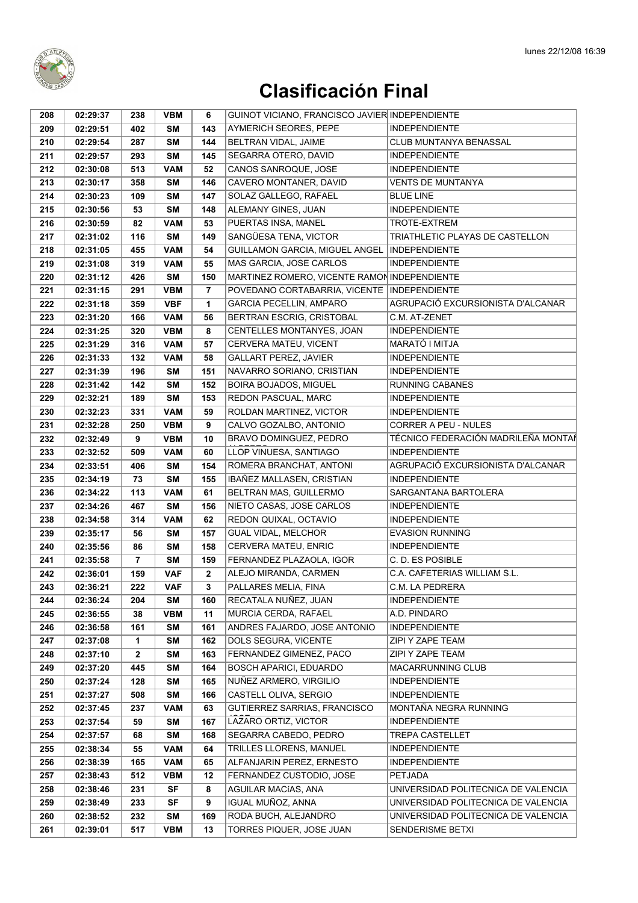# Clasificación Final

| 208 | 02:29:37 | 238 | VBM | 6 | GUINOT VICIANO, FRANCISCO JAVIER | INDEPENDIENTE |
|---|---|---|---|---|---|---|
| 209 | 02:29:51 | 402 | SM | 143 | AYMERICH SEORES, PEPE | INDEPENDIENTE |
| 210 | 02:29:54 | 287 | SM | 144 | BELTRAN VIDAL, JAIME | CLUB MUNTANYA BENASSAL |
| 211 | 02:29:57 | 293 | SM | 145 | SEGARRA OTERO, DAVID | INDEPENDIENTE |
| 212 | 02:30:08 | 513 | VAM | 52 | CANOS SANROQUE, JOSE | INDEPENDIENTE |
| 213 | 02:30:17 | 358 | SM | 146 | CAVERO MONTANER, DAVID | VENTS DE MUNTANYA |
| 214 | 02:30:23 | 109 | SM | 147 | SOLAZ GALLEGO, RAFAEL | BLUE LINE |
| 215 | 02:30:56 | 53 | SM | 148 | ALEMANY GINES, JUAN | INDEPENDIENTE |
| 216 | 02:30:59 | 82 | VAM | 53 | PUERTAS INSA, MANEL | TROTE-EXTREM |
| 217 | 02:31:02 | 116 | SM | 149 | SANGÜESA TENA, VICTOR | TRIATHLETIC PLAYAS DE CASTELLON |
| 218 | 02:31:05 | 455 | VAM | 54 | GUILLAMON GARCIA, MIGUEL ANGEL | INDEPENDIENTE |
| 219 | 02:31:08 | 319 | VAM | 55 | MAS GARCIA, JOSE CARLOS | INDEPENDIENTE |
| 220 | 02:31:12 | 426 | SM | 150 | MARTINEZ ROMERO, VICENTE RAMON | INDEPENDIENTE |
| 221 | 02:31:15 | 291 | VBM | 7 | POVEDANO CORTABARRIA, VICENTE | INDEPENDIENTE |
| 222 | 02:31:18 | 359 | VBF | 1 | GARCIA PECELLIN, AMPARO | AGRUPACIÓ EXCURSIONISTA D'ALCANAR |
| 223 | 02:31:20 | 166 | VAM | 56 | BERTRAN ESCRIG, CRISTOBAL | C.M. AT-ZENET |
| 224 | 02:31:25 | 320 | VBM | 8 | CENTELLES MONTANYES, JOAN | INDEPENDIENTE |
| 225 | 02:31:29 | 316 | VAM | 57 | CERVERA MATEU, VICENT | MARATÓ I MITJA |
| 226 | 02:31:33 | 132 | VAM | 58 | GALLART PEREZ, JAVIER | INDEPENDIENTE |
| 227 | 02:31:39 | 196 | SM | 151 | NAVARRO SORIANO, CRISTIAN | INDEPENDIENTE |
| 228 | 02:31:42 | 142 | SM | 152 | BOIRA BOJADOS, MIGUEL | RUNNING CABANES |
| 229 | 02:32:21 | 189 | SM | 153 | REDON PASCUAL, MARC | INDEPENDIENTE |
| 230 | 02:32:23 | 331 | VAM | 59 | ROLDAN MARTINEZ, VICTOR | INDEPENDIENTE |
| 231 | 02:32:28 | 250 | VBM | 9 | CALVO GOZALBO, ANTONIO | CORRER A PEU - NULES |
| 232 | 02:32:49 | 9 | VBM | 10 | BRAVO DOMINGUEZ, PEDRO | TÉCNICO FEDERACIÓN MADRILEÑA MONTAÑ |
| 233 | 02:32:52 | 509 | VAM | 60 | LLOP VIÑUESA, SANTIAGO | INDEPENDIENTE |
| 234 | 02:33:51 | 406 | SM | 154 | ROMERA BRANCHAT, ANTONI | AGRUPACIÓ EXCURSIONISTA D'ALCANAR |
| 235 | 02:34:19 | 73 | SM | 155 | IBAÑEZ MALLASEN, CRISTIAN | INDEPENDIENTE |
| 236 | 02:34:22 | 113 | VAM | 61 | BELTRAN MAS, GUILLERMO | SARGANTANA BARTOLERA |
| 237 | 02:34:26 | 467 | SM | 156 | NIETO CASAS, JOSE CARLOS | INDEPENDIENTE |
| 238 | 02:34:58 | 314 | VAM | 62 | REDON QUIXAL, OCTAVIO | INDEPENDIENTE |
| 239 | 02:35:17 | 56 | SM | 157 | GUAL VIDAL, MELCHOR | EVASION RUNNING |
| 240 | 02:35:56 | 86 | SM | 158 | CERVERA MATEU, ENRIC | INDEPENDIENTE |
| 241 | 02:35:58 | 7 | SM | 159 | FERNANDEZ PLAZAOLA, IGOR | C. D. ES POSIBLE |
| 242 | 02:36:01 | 159 | VAF | 2 | ALEJO MIRANDA, CARMEN | C.A. CAFETERIAS WILLIAM S.L. |
| 243 | 02:36:21 | 222 | VAF | 3 | PALLARES MELIA, FINA | C.M. LA PEDRERA |
| 244 | 02:36:24 | 204 | SM | 160 | RECATALA NUÑEZ, JUAN | INDEPENDIENTE |
| 245 | 02:36:55 | 38 | VBM | 11 | MURCIA CERDA, RAFAEL | A.D. PINDARO |
| 246 | 02:36:58 | 161 | SM | 161 | ANDRES FAJARDO, JOSE ANTONIO | INDEPENDIENTE |
| 247 | 02:37:08 | 1 | SM | 162 | DOLS SEGURA, VICENTE | ZIPI Y ZAPE TEAM |
| 248 | 02:37:10 | 2 | SM | 163 | FERNANDEZ GIMENEZ, PACO | ZIPI Y ZAPE TEAM |
| 249 | 02:37:20 | 445 | SM | 164 | BOSCH APARICI, EDUARDO | MACARRUNNING CLUB |
| 250 | 02:37:24 | 128 | SM | 165 | NUÑEZ ARMERO, VIRGILIO | INDEPENDIENTE |
| 251 | 02:37:27 | 508 | SM | 166 | CASTELL OLIVA, SERGIO | INDEPENDIENTE |
| 252 | 02:37:45 | 237 | VAM | 63 | GUTIERREZ SARRIAS, FRANCISCO | MONTAÑA NEGRA RUNNING |
| 253 | 02:37:54 | 59 | SM | 167 | LAZARO ORTIZ, VICTOR | INDEPENDIENTE |
| 254 | 02:37:57 | 68 | SM | 168 | SEGARRA CABEDO, PEDRO | TREPA CASTELLET |
| 255 | 02:38:34 | 55 | VAM | 64 | TRILLES LLORENS, MANUEL | INDEPENDIENTE |
| 256 | 02:38:39 | 165 | VAM | 65 | ALFANJARIN PEREZ, ERNESTO | INDEPENDIENTE |
| 257 | 02:38:43 | 512 | VBM | 12 | FERNANDEZ CUSTODIO, JOSE | PETJADA |
| 258 | 02:38:46 | 231 | SF | 8 | AGUILAR MACIAS, ANA | UNIVERSIDAD POLITECNICA DE VALENCIA |
| 259 | 02:38:49 | 233 | SF | 9 | IGUAL MUÑOZ, ANNA | UNIVERSIDAD POLITECNICA DE VALENCIA |
| 260 | 02:38:52 | 232 | SM | 169 | RODA BUCH, ALEJANDRO | UNIVERSIDAD POLITECNICA DE VALENCIA |
| 261 | 02:39:01 | 517 | VBM | 13 | TORRES PIQUER, JOSE JUAN | SENDERISME BETXI |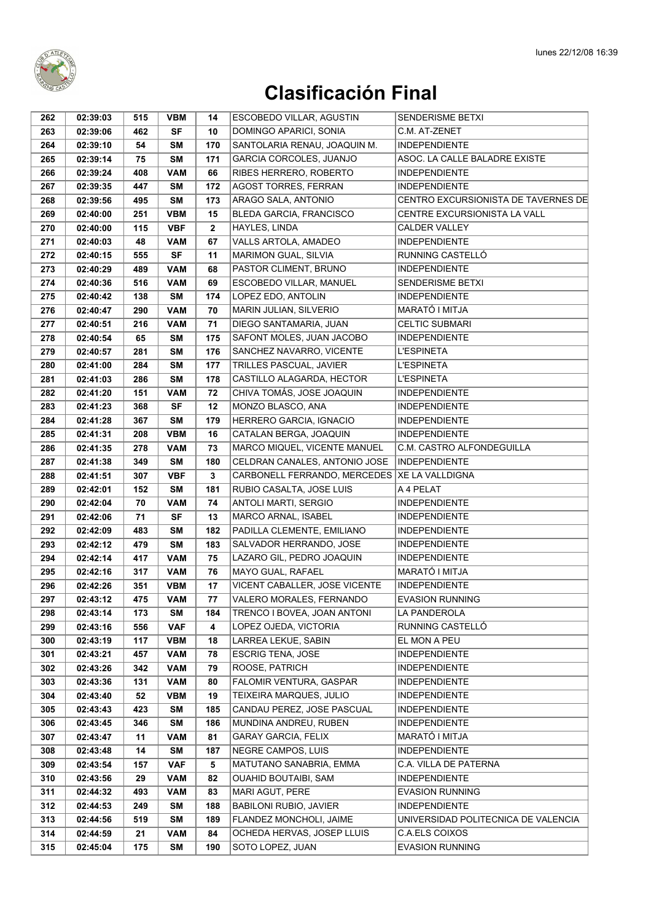# Clasificación Final

| 262 | 02:39:03 | 515 | VBM | 14 | ESCOBEDO VILLAR, AGUSTIN | SENDERISME BETXI |
|---|---|---|---|---|---|---|
| 263 | 02:39:06 | 462 | SF | 10 | DOMINGO APARICI, SONIA | C.M. AT-ZENET |
| 264 | 02:39:10 | 54 | SM | 170 | SANTOLARIA RENAU, JOAQUIN M. | INDEPENDIENTE |
| 265 | 02:39:14 | 75 | SM | 171 | GARCIA CORCOLES, JUANJO | ASOC. LA CALLE BALADRE EXISTE |
| 266 | 02:39:24 | 408 | VAM | 66 | RIBES HERRERO, ROBERTO | INDEPENDIENTE |
| 267 | 02:39:35 | 447 | SM | 172 | AGOST TORRES, FERRAN | INDEPENDIENTE |
| 268 | 02:39:56 | 495 | SM | 173 | ARAGO SALA, ANTONIO | CENTRO EXCURSIONISTA DE TAVERNES DE |
| 269 | 02:40:00 | 251 | VBM | 15 | BLEDA GARCIA, FRANCISCO | CENTRE EXCURSIONISTA LA VALL |
| 270 | 02:40:00 | 115 | VBF | 2 | HAYLES, LINDA | CALDER VALLEY |
| 271 | 02:40:03 | 48 | VAM | 67 | VALLS ARTOLA, AMADEO | INDEPENDIENTE |
| 272 | 02:40:15 | 555 | SF | 11 | MARIMON GUAL, SILVIA | RUNNING CASTELLÓ |
| 273 | 02:40:29 | 489 | VAM | 68 | PASTOR CLIMENT, BRUNO | INDEPENDIENTE |
| 274 | 02:40:36 | 516 | VAM | 69 | ESCOBEDO VILLAR, MANUEL | SENDERISME BETXI |
| 275 | 02:40:42 | 138 | SM | 174 | LOPEZ EDO, ANTOLIN | INDEPENDIENTE |
| 276 | 02:40:47 | 290 | VAM | 70 | MARIN JULIAN, SILVERIO | MARATÓ I MITJA |
| 277 | 02:40:51 | 216 | VAM | 71 | DIEGO SANTAMARIA, JUAN | CELTIC SUBMARI |
| 278 | 02:40:54 | 65 | SM | 175 | SAFONT MOLES, JUAN JACOBO | INDEPENDIENTE |
| 279 | 02:40:57 | 281 | SM | 176 | SANCHEZ NAVARRO, VICENTE | L'ESPINETA |
| 280 | 02:41:00 | 284 | SM | 177 | TRILLES PASCUAL, JAVIER | L'ESPINETA |
| 281 | 02:41:03 | 286 | SM | 178 | CASTILLO ALAGARDA, HECTOR | L'ESPINETA |
| 282 | 02:41:20 | 151 | VAM | 72 | CHIVA TOMÁS, JOSE JOAQUIN | INDEPENDIENTE |
| 283 | 02:41:23 | 368 | SF | 12 | MONZO BLASCO, ANA | INDEPENDIENTE |
| 284 | 02:41:28 | 367 | SM | 179 | HERRERO GARCIA, IGNACIO | INDEPENDIENTE |
| 285 | 02:41:31 | 208 | VBM | 16 | CATALAN BERGA, JOAQUIN | INDEPENDIENTE |
| 286 | 02:41:35 | 278 | VAM | 73 | MARCO MIQUEL, VICENTE MANUEL | C.M. CASTRO ALFONDEGUILLA |
| 287 | 02:41:38 | 349 | SM | 180 | CELDRAN CANALES, ANTONIO JOSE | INDEPENDIENTE |
| 288 | 02:41:51 | 307 | VBF | 3 | CARBONELL FERRANDO, MERCEDES | XE LA VALLDIGNA |
| 289 | 02:42:01 | 152 | SM | 181 | RUBIO CASALTA, JOSE LUIS | A 4 PELAT |
| 290 | 02:42:04 | 70 | VAM | 74 | ANTOLI MARTI, SERGIO | INDEPENDIENTE |
| 291 | 02:42:06 | 71 | SF | 13 | MARCO ARNAL, ISABEL | INDEPENDIENTE |
| 292 | 02:42:09 | 483 | SM | 182 | PADILLA CLEMENTE, EMILIANO | INDEPENDIENTE |
| 293 | 02:42:12 | 479 | SM | 183 | SALVADOR HERRANDO, JOSE | INDEPENDIENTE |
| 294 | 02:42:14 | 417 | VAM | 75 | LAZARO GIL, PEDRO JOAQUIN | INDEPENDIENTE |
| 295 | 02:42:16 | 317 | VAM | 76 | MAYO GUAL, RAFAEL | MARATÓ I MITJA |
| 296 | 02:42:26 | 351 | VBM | 17 | VICENT CABALLER, JOSE VICENTE | INDEPENDIENTE |
| 297 | 02:43:12 | 475 | VAM | 77 | VALERO MORALES, FERNANDO | EVASION RUNNING |
| 298 | 02:43:14 | 173 | SM | 184 | TRENCO I BOVEA, JOAN ANTONI | LA PANDEROLA |
| 299 | 02:43:16 | 556 | VAF | 4 | LOPEZ OJEDA, VICTORIA | RUNNING CASTELLÓ |
| 300 | 02:43:19 | 117 | VBM | 18 | LARREA LEKUE, SABIN | EL MON A PEU |
| 301 | 02:43:21 | 457 | VAM | 78 | ESCRIG TENA, JOSE | INDEPENDIENTE |
| 302 | 02:43:26 | 342 | VAM | 79 | ROOSE, PATRICH | INDEPENDIENTE |
| 303 | 02:43:36 | 131 | VAM | 80 | FALOMIR VENTURA, GASPAR | INDEPENDIENTE |
| 304 | 02:43:40 | 52 | VBM | 19 | TEIXEIRA MARQUES, JULIO | INDEPENDIENTE |
| 305 | 02:43:43 | 423 | SM | 185 | CANDAU PEREZ, JOSE PASCUAL | INDEPENDIENTE |
| 306 | 02:43:45 | 346 | SM | 186 | MUNDINA ANDREU, RUBEN | INDEPENDIENTE |
| 307 | 02:43:47 | 11 | VAM | 81 | GARAY GARCIA, FELIX | MARATÓ I MITJA |
| 308 | 02:43:48 | 14 | SM | 187 | NEGRE CAMPOS, LUIS | INDEPENDIENTE |
| 309 | 02:43:54 | 157 | VAF | 5 | MATUTANO SANABRIA, EMMA | C.A. VILLA DE PATERNA |
| 310 | 02:43:56 | 29 | VAM | 82 | OUAHID BOUTAIBI, SAM | INDEPENDIENTE |
| 311 | 02:44:32 | 493 | VAM | 83 | MARI AGUT, PERE | EVASION RUNNING |
| 312 | 02:44:53 | 249 | SM | 188 | BABILONI RUBIO, JAVIER | INDEPENDIENTE |
| 313 | 02:44:56 | 519 | SM | 189 | FLANDEZ MONCHOLI, JAIME | UNIVERSIDAD POLITECNICA DE VALENCIA |
| 314 | 02:44:59 | 21 | VAM | 84 | OCHEDA HERVAS, JOSEP LLUIS | C.A.ELS COIXOS |
| 315 | 02:45:04 | 175 | SM | 190 | SOTO LOPEZ, JUAN | EVASION RUNNING |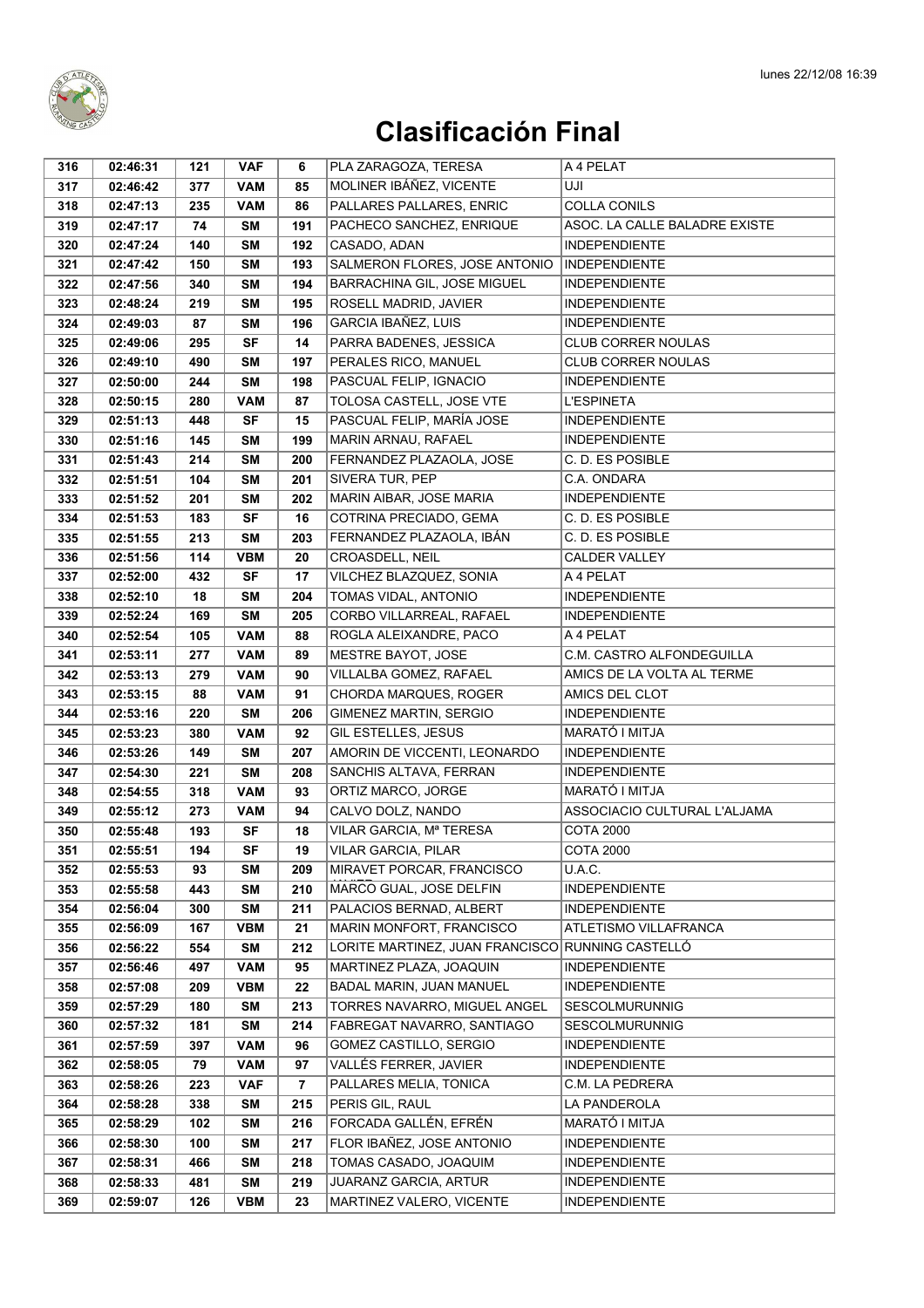# Clasificación Final

| 316 | 02:46:31 | 121 | VAF | 6 | PLA ZARAGOZA, TERESA | A 4 PELAT |
|---|---|---|---|---|---|---|
| 317 | 02:46:42 | 377 | VAM | 85 | MOLINER IBÁÑEZ, VICENTE | UJI |
| 318 | 02:47:13 | 235 | VAM | 86 | PALLARES PALLARES, ENRIC | COLLA CONILS |
| 319 | 02:47:17 | 74 | SM | 191 | PACHECO SANCHEZ, ENRIQUE | ASOC. LA CALLE BALADRE EXISTE |
| 320 | 02:47:24 | 140 | SM | 192 | CASADO, ADAN | INDEPENDIENTE |
| 321 | 02:47:42 | 150 | SM | 193 | SALMERON FLORES, JOSE ANTONIO | INDEPENDIENTE |
| 322 | 02:47:56 | 340 | SM | 194 | BARRACHINA GIL, JOSE MIGUEL | INDEPENDIENTE |
| 323 | 02:48:24 | 219 | SM | 195 | ROSELL MADRID, JAVIER | INDEPENDIENTE |
| 324 | 02:49:03 | 87 | SM | 196 | GARCIA IBAÑEZ, LUIS | INDEPENDIENTE |
| 325 | 02:49:06 | 295 | SF | 14 | PARRA BADENES, JESSICA | CLUB CORRER NOULAS |
| 326 | 02:49:10 | 490 | SM | 197 | PERALES RICO, MANUEL | CLUB CORRER NOULAS |
| 327 | 02:50:00 | 244 | SM | 198 | PASCUAL FELIP, IGNACIO | INDEPENDIENTE |
| 328 | 02:50:15 | 280 | VAM | 87 | TOLOSA CASTELL, JOSE VTE | L'ESPINETA |
| 329 | 02:51:13 | 448 | SF | 15 | PASCUAL FELIP, MARÍA JOSE | INDEPENDIENTE |
| 330 | 02:51:16 | 145 | SM | 199 | MARIN ARNAU, RAFAEL | INDEPENDIENTE |
| 331 | 02:51:43 | 214 | SM | 200 | FERNANDEZ PLAZAOLA, JOSE | C. D. ES POSIBLE |
| 332 | 02:51:51 | 104 | SM | 201 | SIVERA TUR, PEP | C.A. ONDARA |
| 333 | 02:51:52 | 201 | SM | 202 | MARIN AIBAR, JOSE MARIA | INDEPENDIENTE |
| 334 | 02:51:53 | 183 | SF | 16 | COTRINA PRECIADO, GEMA | C. D. ES POSIBLE |
| 335 | 02:51:55 | 213 | SM | 203 | FERNANDEZ PLAZAOLA, IBÁN | C. D. ES POSIBLE |
| 336 | 02:51:56 | 114 | VBM | 20 | CROASDELL, NEIL | CALDER VALLEY |
| 337 | 02:52:00 | 432 | SF | 17 | VILCHEZ BLAZQUEZ, SONIA | A 4 PELAT |
| 338 | 02:52:10 | 18 | SM | 204 | TOMAS VIDAL, ANTONIO | INDEPENDIENTE |
| 339 | 02:52:24 | 169 | SM | 205 | CORBO VILLARREAL, RAFAEL | INDEPENDIENTE |
| 340 | 02:52:54 | 105 | VAM | 88 | ROGLA ALEIXANDRE, PACO | A 4 PELAT |
| 341 | 02:53:11 | 277 | VAM | 89 | MESTRE BAYOT, JOSE | C.M. CASTRO ALFONDEGUILLA |
| 342 | 02:53:13 | 279 | VAM | 90 | VILLALBA GOMEZ, RAFAEL | AMICS DE LA VOLTA AL TERME |
| 343 | 02:53:15 | 88 | VAM | 91 | CHORDA MARQUES, ROGER | AMICS DEL CLOT |
| 344 | 02:53:16 | 220 | SM | 206 | GIMENEZ MARTIN, SERGIO | INDEPENDIENTE |
| 345 | 02:53:23 | 380 | VAM | 92 | GIL ESTELLES, JESUS | MARATÓ I MITJA |
| 346 | 02:53:26 | 149 | SM | 207 | AMORIN DE VICCENTI, LEONARDO | INDEPENDIENTE |
| 347 | 02:54:30 | 221 | SM | 208 | SANCHIS ALTAVA, FERRAN | INDEPENDIENTE |
| 348 | 02:54:55 | 318 | VAM | 93 | ORTIZ MARCO, JORGE | MARATÓ I MITJA |
| 349 | 02:55:12 | 273 | VAM | 94 | CALVO DOLZ, NANDO | ASSOCIACIO CULTURAL L'ALJAMA |
| 350 | 02:55:48 | 193 | SF | 18 | VILAR GARCIA, Mª TERESA | COTA 2000 |
| 351 | 02:55:51 | 194 | SF | 19 | VILAR GARCIA, PILAR | COTA 2000 |
| 352 | 02:55:53 | 93 | SM | 209 | MIRAVET PORCAR, FRANCISCO | U.A.C. |
| 353 | 02:55:58 | 443 | SM | 210 | MARCO GUAL, JOSE DELFIN | INDEPENDIENTE |
| 354 | 02:56:04 | 300 | SM | 211 | PALACIOS BERNAD, ALBERT | INDEPENDIENTE |
| 355 | 02:56:09 | 167 | VBM | 21 | MARIN MONFORT, FRANCISCO | ATLETISMO VILLAFRANCA |
| 356 | 02:56:22 | 554 | SM | 212 | LORITE MARTINEZ, JUAN FRANCISCO | RUNNING CASTELLÓ |
| 357 | 02:56:46 | 497 | VAM | 95 | MARTINEZ PLAZA, JOAQUIN | INDEPENDIENTE |
| 358 | 02:57:08 | 209 | VBM | 22 | BADAL MARIN, JUAN MANUEL | INDEPENDIENTE |
| 359 | 02:57:29 | 180 | SM | 213 | TORRES NAVARRO, MIGUEL ANGEL | SESCOLMURUNNIG |
| 360 | 02:57:32 | 181 | SM | 214 | FABREGAT NAVARRO, SANTIAGO | SESCOLMURUNNIG |
| 361 | 02:57:59 | 397 | VAM | 96 | GOMEZ CASTILLO, SERGIO | INDEPENDIENTE |
| 362 | 02:58:05 | 79 | VAM | 97 | VALLÉS FERRER, JAVIER | INDEPENDIENTE |
| 363 | 02:58:26 | 223 | VAF | 7 | PALLARES MELIA, TONICA | C.M. LA PEDRERA |
| 364 | 02:58:28 | 338 | SM | 215 | PERIS GIL, RAUL | LA PANDEROLA |
| 365 | 02:58:29 | 102 | SM | 216 | FORCADA GALLÉN, EFRÉN | MARATÓ I MITJA |
| 366 | 02:58:30 | 100 | SM | 217 | FLOR IBAÑEZ, JOSE ANTONIO | INDEPENDIENTE |
| 367 | 02:58:31 | 466 | SM | 218 | TOMAS CASADO, JOAQUIM | INDEPENDIENTE |
| 368 | 02:58:33 | 481 | SM | 219 | JUARANZ GARCIA, ARTUR | INDEPENDIENTE |
| 369 | 02:59:07 | 126 | VBM | 23 | MARTINEZ VALERO, VICENTE | INDEPENDIENTE |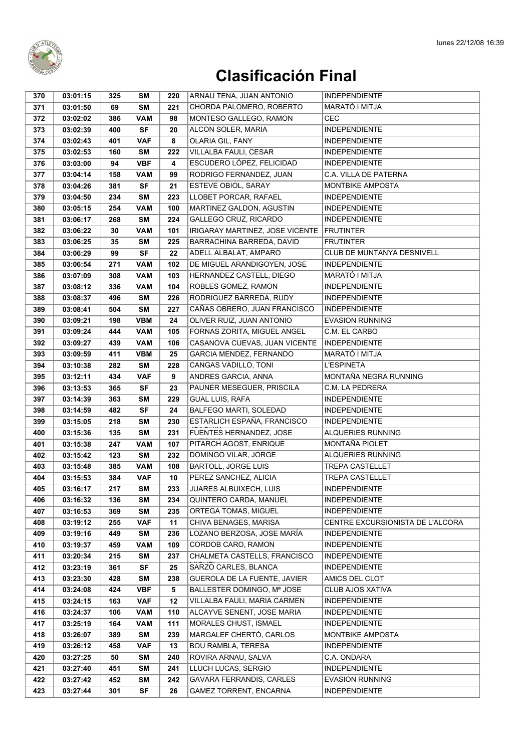# Clasificación Final

| 370 | 03:01:15 | 325 | SM | 220 | ARNAU TENA, JUAN ANTONIO | INDEPENDIENTE |
|---|---|---|---|---|---|---|
| 371 | 03:01:50 | 69 | SM | 221 | CHORDA PALOMERO, ROBERTO | MARATÓ I MITJA |
| 372 | 03:02:02 | 386 | VAM | 98 | MONTESO GALLEGO, RAMON | CEC |
| 373 | 03:02:39 | 400 | SF | 20 | ALCON SOLER, MARIA | INDEPENDIENTE |
| 374 | 03:02:43 | 401 | VAF | 8 | OLARIA GIL, FANY | INDEPENDIENTE |
| 375 | 03:02:53 | 160 | SM | 222 | VILLALBA FAULI, CESAR | INDEPENDIENTE |
| 376 | 03:03:00 | 94 | VBF | 4 | ESCUDERO LÓPEZ, FELICIDAD | INDEPENDIENTE |
| 377 | 03:04:14 | 158 | VAM | 99 | RODRIGO FERNANDEZ, JUAN | C.A. VILLA DE PATERNA |
| 378 | 03:04:26 | 381 | SF | 21 | ESTEVE OBIOL, SARAY | MONTBIKE AMPOSTA |
| 379 | 03:04:50 | 234 | SM | 223 | LLOBET PORCAR, RAFAEL | INDEPENDIENTE |
| 380 | 03:05:15 | 254 | VAM | 100 | MARTINEZ GALDON, AGUSTIN | INDEPENDIENTE |
| 381 | 03:06:17 | 268 | SM | 224 | GALLEGO CRUZ, RICARDO | INDEPENDIENTE |
| 382 | 03:06:22 | 30 | VAM | 101 | IRIGARAY MARTINEZ, JOSE VICENTE | FRUTINTER |
| 383 | 03:06:25 | 35 | SM | 225 | BARRACHINA BARREDA, DAVID | FRUTINTER |
| 384 | 03:06:29 | 99 | SF | 22 | ADELL ALBALAT, AMPARO | CLUB DE MUNTANYA DESNIVELL |
| 385 | 03:06:54 | 271 | VAM | 102 | DE MIGUEL ARANDIGOYEN, JOSE | INDEPENDIENTE |
| 386 | 03:07:09 | 308 | VAM | 103 | HERNANDEZ CASTELL, DIEGO | MARATÓ I MITJA |
| 387 | 03:08:12 | 336 | VAM | 104 | ROBLES GOMEZ, RAMON | INDEPENDIENTE |
| 388 | 03:08:37 | 496 | SM | 226 | RODRIGUEZ BARREDA, RUDY | INDEPENDIENTE |
| 389 | 03:08:41 | 504 | SM | 227 | CAÑAS OBRERO, JUAN FRANCISCO | INDEPENDIENTE |
| 390 | 03:09:21 | 198 | VBM | 24 | OLIVER RUIZ, JUAN ANTONIO | EVASION RUNNING |
| 391 | 03:09:24 | 444 | VAM | 105 | FORNAS ZORITA, MIGUEL ANGEL | C.M. EL CARBO |
| 392 | 03:09:27 | 439 | VAM | 106 | CASANOVA CUEVAS, JUAN VICENTE | INDEPENDIENTE |
| 393 | 03:09:59 | 411 | VBM | 25 | GARCIA MENDEZ, FERNANDO | MARATÓ I MITJA |
| 394 | 03:10:38 | 282 | SM | 228 | CANGAS VADILLO, TONI | L'ESPINETA |
| 395 | 03:12:11 | 434 | VAF | 9 | ANDRES GARCIA, ANNA | MONTAÑA NEGRA RUNNING |
| 396 | 03:13:53 | 365 | SF | 23 | PAUNER MESEGUER, PRISCILA | C.M. LA PEDRERA |
| 397 | 03:14:39 | 363 | SM | 229 | GUAL LUIS, RAFA | INDEPENDIENTE |
| 398 | 03:14:59 | 482 | SF | 24 | BALFEGO MARTI, SOLEDAD | INDEPENDIENTE |
| 399 | 03:15:05 | 218 | SM | 230 | ESTARLICH ESPAÑA, FRANCISCO | INDEPENDIENTE |
| 400 | 03:15:36 | 135 | SM | 231 | FUENTES HERNANDEZ, JOSE | ALQUERIES RUNNING |
| 401 | 03:15:38 | 247 | VAM | 107 | PITARCH AGOST, ENRIQUE | MONTAÑA PIOLET |
| 402 | 03:15:42 | 123 | SM | 232 | DOMINGO VILAR, JORGE | ALQUERIES RUNNING |
| 403 | 03:15:48 | 385 | VAM | 108 | BARTOLL, JORGE LUIS | TREPA CASTELLET |
| 404 | 03:15:53 | 384 | VAF | 10 | PEREZ SANCHEZ, ALICIA | TREPA CASTELLET |
| 405 | 03:16:17 | 217 | SM | 233 | JUARES ALBUIXECH, LUIS | INDEPENDIENTE |
| 406 | 03:16:32 | 136 | SM | 234 | QUINTERO CARDA, MANUEL | INDEPENDIENTE |
| 407 | 03:16:53 | 369 | SM | 235 | ORTEGA TOMAS, MIGUEL | INDEPENDIENTE |
| 408 | 03:19:12 | 255 | VAF | 11 | CHIVA BENAGES, MARISA | CENTRE EXCURSIONISTA DE L'ALCORA |
| 409 | 03:19:16 | 449 | SM | 236 | LOZANO BERZOSA, JOSE MARÍA | INDEPENDIENTE |
| 410 | 03:19:37 | 459 | VAM | 109 | CORDOB CARO, RAMON | INDEPENDIENTE |
| 411 | 03:20:34 | 215 | SM | 237 | CHALMETA CASTELLS, FRANCISCO | INDEPENDIENTE |
| 412 | 03:23:19 | 361 | SF | 25 | SARZO CARLES, BLANCA | INDEPENDIENTE |
| 413 | 03:23:30 | 428 | SM | 238 | GUEROLA DE LA FUENTE, JAVIER | AMICS DEL CLOT |
| 414 | 03:24:08 | 424 | VBF | 5 | BALLESTER DOMINGO, Mª JOSE | CLUB AJOS XATIVA |
| 415 | 03:24:15 | 163 | VAF | 12 | VILLALBA FAULI, MARIA CARMEN | INDEPENDIENTE |
| 416 | 03:24:37 | 106 | VAM | 110 | ALCAYVE SENENT, JOSE MARIA | INDEPENDIENTE |
| 417 | 03:25:19 | 164 | VAM | 111 | MORALES CHUST, ISMAEL | INDEPENDIENTE |
| 418 | 03:26:07 | 389 | SM | 239 | MARGALEF CHERTÓ, CARLOS | MONTBIKE AMPOSTA |
| 419 | 03:26:12 | 458 | VAF | 13 | BOU RAMBLA, TERESA | INDEPENDIENTE |
| 420 | 03:27:25 | 50 | SM | 240 | ROVIRA ARNAU, SALVA | C.A. ONDARA |
| 421 | 03:27:40 | 451 | SM | 241 | LLUCH LUCAS, SERGIO | INDEPENDIENTE |
| 422 | 03:27:42 | 452 | SM | 242 | GAVARA FERRANDIS, CARLES | EVASION RUNNING |
| 423 | 03:27:44 | 301 | SF | 26 | GAMEZ TORRENT, ENCARNA | INDEPENDIENTE |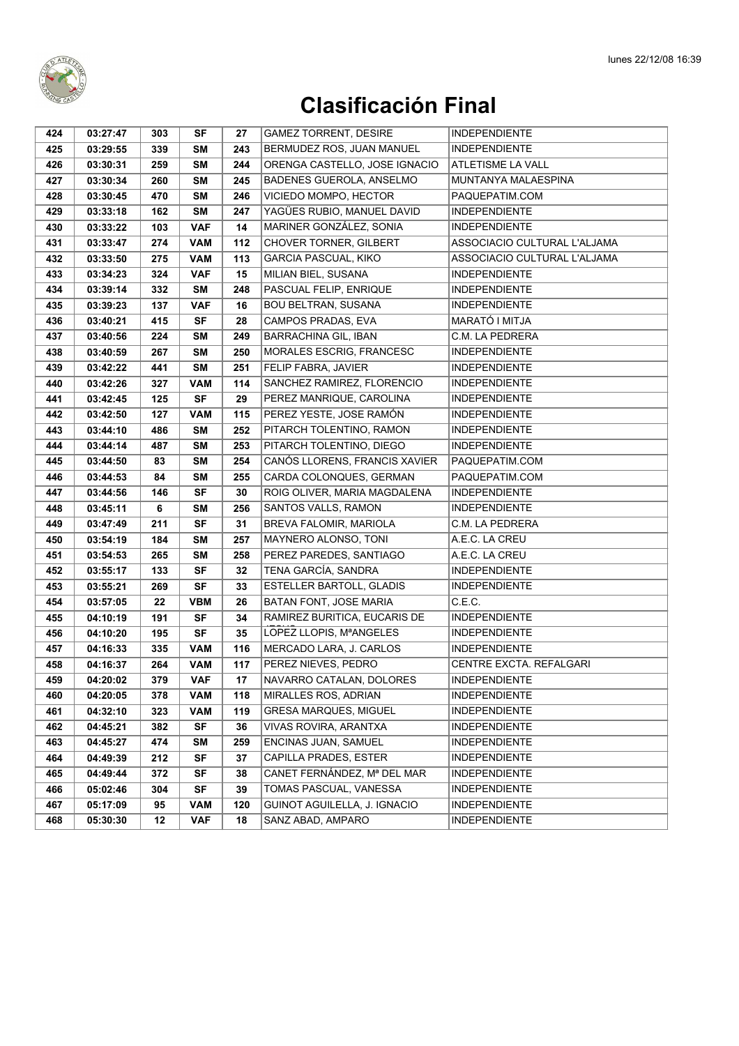# Clasificación Final

| | | | | | | |
|---|---|---|---|---|---|---|
| 424 | 03:27:47 | 303 | SF | 27 | GAMEZ TORRENT, DESIRE | INDEPENDIENTE |
| 425 | 03:29:55 | 339 | SM | 243 | BERMUDEZ ROS, JUAN MANUEL | INDEPENDIENTE |
| 426 | 03:30:31 | 259 | SM | 244 | ORENGA CASTELLO, JOSE IGNACIO | ATLETISME LA VALL |
| 427 | 03:30:34 | 260 | SM | 245 | BADENES GUEROLA, ANSELMO | MUNTANYA MALAESPINA |
| 428 | 03:30:45 | 470 | SM | 246 | VICIEDO MOMPO, HECTOR | PAQUEPATIM.COM |
| 429 | 03:33:18 | 162 | SM | 247 | YAGÜES RUBIO, MANUEL DAVID | INDEPENDIENTE |
| 430 | 03:33:22 | 103 | VAF | 14 | MARINER GONZÁLEZ, SONIA | INDEPENDIENTE |
| 431 | 03:33:47 | 274 | VAM | 112 | CHOVER TORNER, GILBERT | ASSOCIACIO CULTURAL L'ALJAMA |
| 432 | 03:33:50 | 275 | VAM | 113 | GARCIA PASCUAL, KIKO | ASSOCIACIO CULTURAL L'ALJAMA |
| 433 | 03:34:23 | 324 | VAF | 15 | MILIAN BIEL, SUSANA | INDEPENDIENTE |
| 434 | 03:39:14 | 332 | SM | 248 | PASCUAL FELIP, ENRIQUE | INDEPENDIENTE |
| 435 | 03:39:23 | 137 | VAF | 16 | BOU BELTRAN, SUSANA | INDEPENDIENTE |
| 436 | 03:40:21 | 415 | SF | 28 | CAMPOS PRADAS, EVA | MARATÓ I MITJA |
| 437 | 03:40:56 | 224 | SM | 249 | BARRACHINA GIL, IBAN | C.M. LA PEDRERA |
| 438 | 03:40:59 | 267 | SM | 250 | MORALES ESCRIG, FRANCESC | INDEPENDIENTE |
| 439 | 03:42:22 | 441 | SM | 251 | FELIP FABRA, JAVIER | INDEPENDIENTE |
| 440 | 03:42:26 | 327 | VAM | 114 | SANCHEZ RAMIREZ, FLORENCIO | INDEPENDIENTE |
| 441 | 03:42:45 | 125 | SF | 29 | PEREZ MANRIQUE, CAROLINA | INDEPENDIENTE |
| 442 | 03:42:50 | 127 | VAM | 115 | PEREZ YESTE, JOSE RAMÓN | INDEPENDIENTE |
| 443 | 03:44:10 | 486 | SM | 252 | PITARCH TOLENTINO, RAMON | INDEPENDIENTE |
| 444 | 03:44:14 | 487 | SM | 253 | PITARCH TOLENTINO, DIEGO | INDEPENDIENTE |
| 445 | 03:44:50 | 83 | SM | 254 | CANÓS LLORENS, FRANCIS XAVIER | PAQUEPATIM.COM |
| 446 | 03:44:53 | 84 | SM | 255 | CARDA COLONQUES, GERMAN | PAQUEPATIM.COM |
| 447 | 03:44:56 | 146 | SF | 30 | ROIG OLIVER, MARIA MAGDALENA | INDEPENDIENTE |
| 448 | 03:45:11 | 6 | SM | 256 | SANTOS VALLS, RAMON | INDEPENDIENTE |
| 449 | 03:47:49 | 211 | SF | 31 | BREVA FALOMIR, MARIOLA | C.M. LA PEDRERA |
| 450 | 03:54:19 | 184 | SM | 257 | MAYNERO ALONSO, TONI | A.E.C. LA CREU |
| 451 | 03:54:53 | 265 | SM | 258 | PEREZ PAREDES, SANTIAGO | A.E.C. LA CREU |
| 452 | 03:55:17 | 133 | SF | 32 | TENA GARCÍA, SANDRA | INDEPENDIENTE |
| 453 | 03:55:21 | 269 | SF | 33 | ESTELLER BARTOLL, GLADIS | INDEPENDIENTE |
| 454 | 03:57:05 | 22 | VBM | 26 | BATAN FONT, JOSE MARIA | C.E.C. |
| 455 | 04:10:19 | 191 | SF | 34 | RAMIREZ BURITICA, EUCARIS DE | INDEPENDIENTE |
| 456 | 04:10:20 | 195 | SF | 35 | LOPEZ LLOPIS, MªANGELES | INDEPENDIENTE |
| 457 | 04:16:33 | 335 | VAM | 116 | MERCADO LARA, J. CARLOS | INDEPENDIENTE |
| 458 | 04:16:37 | 264 | VAM | 117 | PEREZ NIEVES, PEDRO | CENTRE EXCTA. REFALGARI |
| 459 | 04:20:02 | 379 | VAF | 17 | NAVARRO CATALAN, DOLORES | INDEPENDIENTE |
| 460 | 04:20:05 | 378 | VAM | 118 | MIRALLES ROS, ADRIAN | INDEPENDIENTE |
| 461 | 04:32:10 | 323 | VAM | 119 | GRESA MARQUES, MIGUEL | INDEPENDIENTE |
| 462 | 04:45:21 | 382 | SF | 36 | VIVAS ROVIRA, ARANTXA | INDEPENDIENTE |
| 463 | 04:45:27 | 474 | SM | 259 | ENCINAS JUAN, SAMUEL | INDEPENDIENTE |
| 464 | 04:49:39 | 212 | SF | 37 | CAPILLA PRADES, ESTER | INDEPENDIENTE |
| 465 | 04:49:44 | 372 | SF | 38 | CANET FERNÁNDEZ, Mª DEL MAR | INDEPENDIENTE |
| 466 | 05:02:46 | 304 | SF | 39 | TOMAS PASCUAL, VANESSA | INDEPENDIENTE |
| 467 | 05:17:09 | 95 | VAM | 120 | GUINOT AGUILELLA, J. IGNACIO | INDEPENDIENTE |
| 468 | 05:30:30 | 12 | VAF | 18 | SANZ ABAD, AMPARO | INDEPENDIENTE |